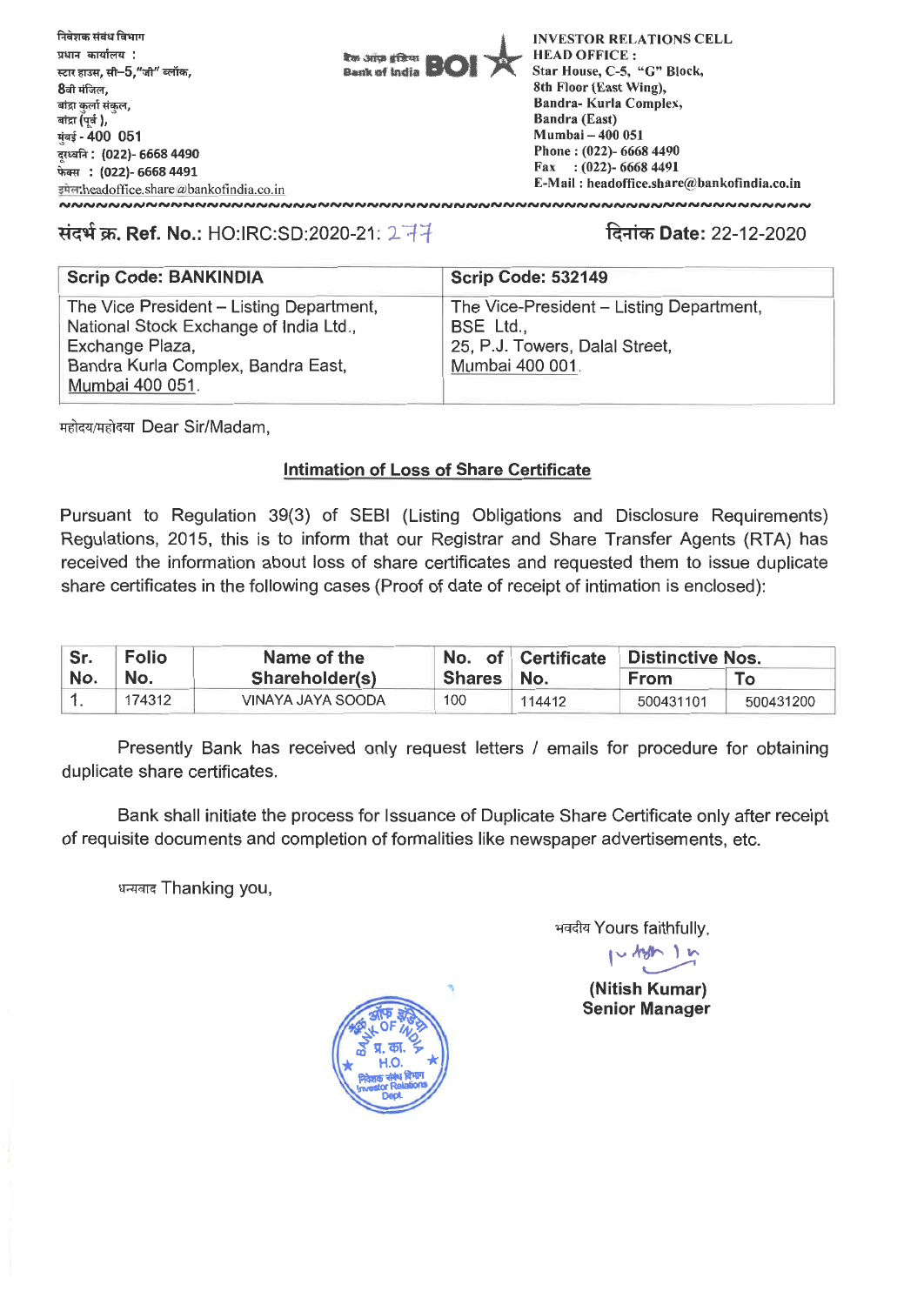निवेशक संबंध विभाग
प्रधान कार्यालय :
स्टार हाउस, सी–5,"जी" ब्लॉक,
8वी मंजिल,
बांद्रा कुर्ला संकुल,
बांद्रा (पूर्व ),
मुंबई - 400 051
दूरध्वनि : (022)- 6668 4490
फेक्स : (022)- 6668 4491
ईमेल:headoffice.share@bankofindia.co.in

बैंक ऑफ इंडिया Bank of India BOI

INVESTOR RELATIONS CELL
HEAD OFFICE :
Star House, C-5, "G" Block,
8th Floor (East Wing),
Bandra- Kurla Complex,
Bandra (East)
Mumbai – 400 051
Phone : (022)- 6668 4490
Fax : (022)- 6668 4491
E-Mail : headoffice.share@bankofindia.co.in

**संदर्भ क्र. Ref. No.:** HO:IRC:SD:2020-21: 277

**दिनांक Date:** 22-12-2020

| Scrip Code: BANKINDIA | Scrip Code: 532149 |
|---|---|
| The Vice President – Listing Department, National Stock Exchange of India Ltd., Exchange Plaza, Bandra Kurla Complex, Bandra East, Mumbai 400 051. | The Vice-President – Listing Department, BSE Ltd., 25, P.J. Towers, Dalal Street, Mumbai 400 001. |

महोदय/महोदया Dear Sir/Madam,

**Intimation of Loss of Share Certificate**

Pursuant to Regulation 39(3) of SEBI (Listing Obligations and Disclosure Requirements) Regulations, 2015, this is to inform that our Registrar and Share Transfer Agents (RTA) has received the information about loss of share certificates and requested them to issue duplicate share certificates in the following cases (Proof of date of receipt of intimation is enclosed):

| Sr. No. | Folio No. | Name of the Shareholder(s) | No. of Shares | Certificate No. | Distinctive Nos. | |
|---|---|---|---|---|---|---|
| | | | | | From | To |
| 1. | 174312 | VINAYA JAYA SOODA | 100 | 114412 | 500431101 | 500431200 |

Presently Bank has received only request letters / emails for procedure for obtaining duplicate share certificates.

Bank shall initiate the process for Issuance of Duplicate Share Certificate only after receipt of requisite documents and completion of formalities like newspaper advertisements, etc.

धन्यवाद Thanking you,

भवदीय Yours faithfully,

**(Nitish Kumar)**
**Senior Manager**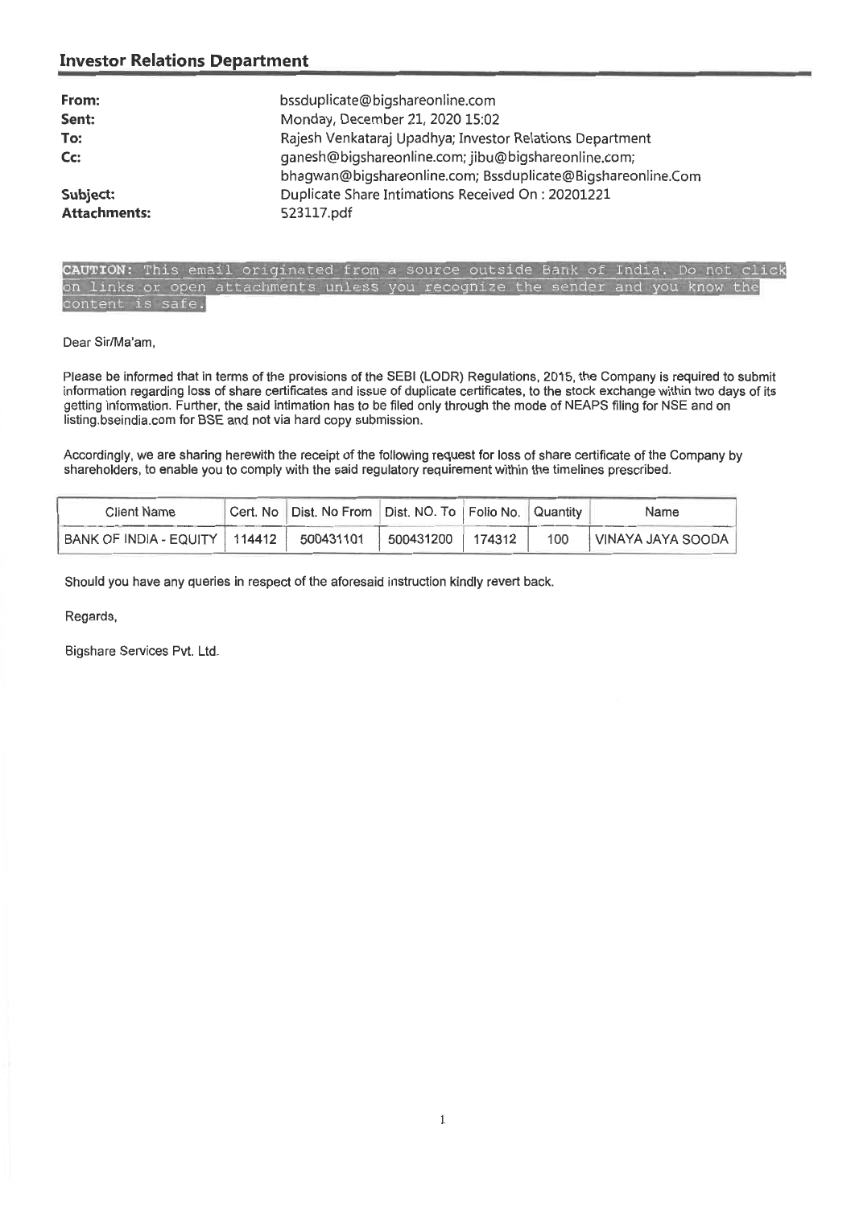## Investor Relations Department

| | |
|---|---|
| **From:** | bssduplicate@bigshareonline.com |
| **Sent:** | Monday, December 21, 2020 15:02 |
| **To:** | Rajesh Venkataraj Upadhya; Investor Relations Department |
| **Cc:** | ganesh@bigshareonline.com; jibu@bigshareonline.com; bhagwan@bigshareonline.com; Bssduplicate@Bigshareonline.Com |
| **Subject:** | Duplicate Share Intimations Received On : 20201221 |
| **Attachments:** | 523117.pdf |

CAUTION: This email originated from a source outside Bank of India. Do not click on links or open attachments unless you recognize the sender and you know the content is safe.

Dear Sir/Ma'am,

Please be informed that in terms of the provisions of the SEBI (LODR) Regulations, 2015, the Company is required to submit information regarding loss of share certificates and issue of duplicate certificates, to the stock exchange within two days of its getting information. Further, the said intimation has to be filed only through the mode of NEAPS filing for NSE and on listing.bseindia.com for BSE and not via hard copy submission.

Accordingly, we are sharing herewith the receipt of the following request for loss of share certificate of the Company by shareholders, to enable you to comply with the said regulatory requirement within the timelines prescribed.

| Client Name | Cert. No | Dist. No From | Dist. NO. To | Folio No. | Quantity | Name |
|---|---|---|---|---|---|---|
| BANK OF INDIA - EQUITY | 114412 | 500431101 | 500431200 | 174312 | 100 | VINAYA JAYA SOODA |

Should you have any queries in respect of the aforesaid instruction kindly revert back.

Regards,

Bigshare Services Pvt. Ltd.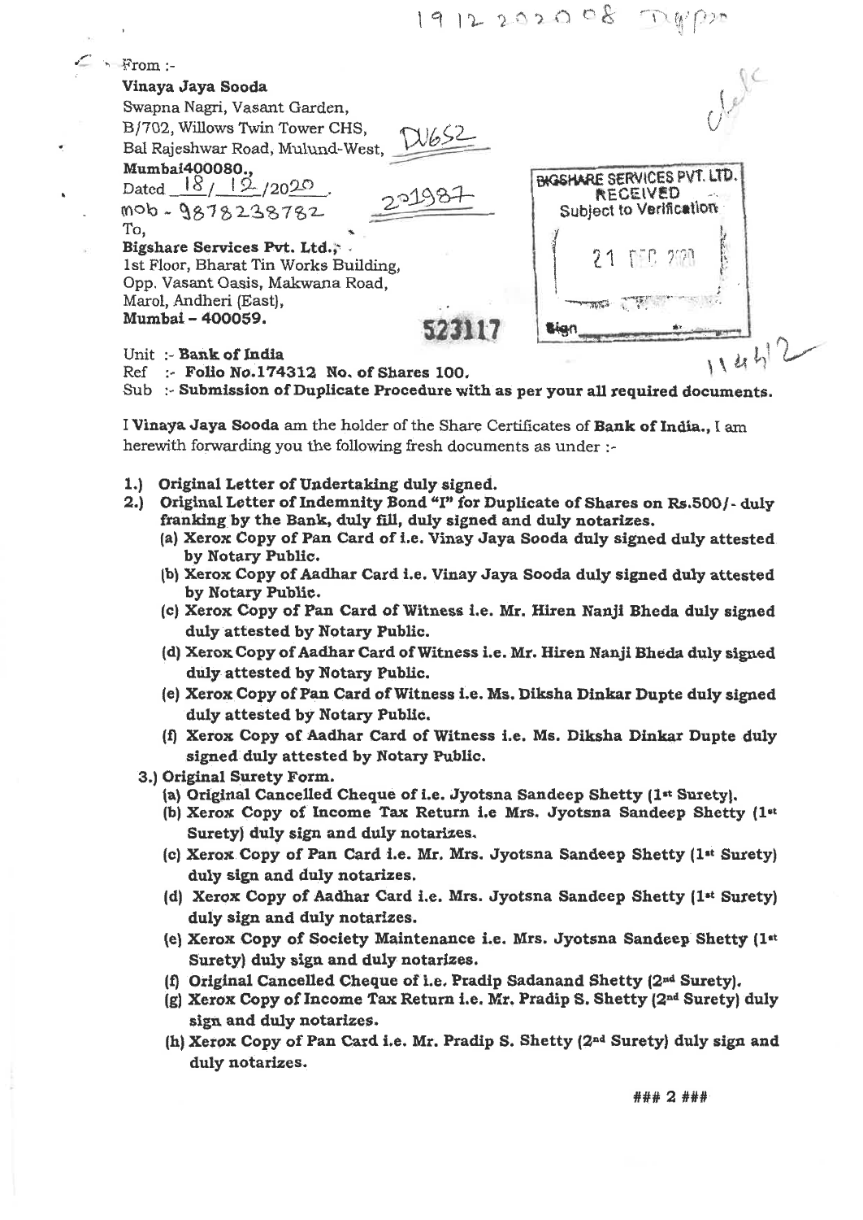19 12 2020 08

From :-

**Vinaya Jaya Sooda**
Swapna Nagri, Vasant Garden,
B/702, Willows Twin Tower CHS,
Bal Rajeshwar Road, Mulund-West,
**Mumbai400080.,**
Dated 18/12/2020.
mob - 9878238782

DU652

221987

To,
**Bigshare Services Pvt. Ltd.,**
1st Floor, Bharat Tin Works Building,
Opp. Vasant Oasis, Makwana Road,
Marol, Andheri (East),
**Mumbai – 400059.**

**523117**

BIGSHARE SERVICES PVT. LTD.
RECEIVED
Subject to Verification
21 DEC 2020
Sign

11442

Unit :- **Bank of India**
Ref :- **Folio No.174312 No. of Shares 100.**
Sub :- **Submission of Duplicate Procedure with as per your all required documents.**

I **Vinaya Jaya Sooda** am the holder of the Share Certificates of **Bank of India.,** I am herewith forwarding you the following fresh documents as under :-

1.) **Original Letter of Undertaking duly signed.**
2.) **Original Letter of Indemnity Bond "I" for Duplicate of Shares on Rs.500/- duly franking by the Bank, duly fill, duly signed and duly notarizes.**
   (a) **Xerox Copy of Pan Card of i.e. Vinay Jaya Sooda duly signed duly attested by Notary Public.**
   (b) **Xerox Copy of Aadhar Card i.e. Vinay Jaya Sooda duly signed duly attested by Notary Public.**
   (c) **Xerox Copy of Pan Card of Witness i.e. Mr. Hiren Nanji Bheda duly signed duly attested by Notary Public.**
   (d) **Xerox Copy of Aadhar Card of Witness i.e. Mr. Hiren Nanji Bheda duly signed duly attested by Notary Public.**
   (e) **Xerox Copy of Pan Card of Witness i.e. Ms. Diksha Dinkar Dupte duly signed duly attested by Notary Public.**
   (f) **Xerox Copy of Aadhar Card of Witness i.e. Ms. Diksha Dinkar Dupte duly signed duly attested by Notary Public.**
3.) **Original Surety Form.**
   (a) **Original Cancelled Cheque of i.e. Jyotsna Sandeep Shetty (1st Surety).**
   (b) **Xerox Copy of Income Tax Return i.e Mrs. Jyotsna Sandeep Shetty (1st Surety) duly sign and duly notarizes.**
   (c) **Xerox Copy of Pan Card i.e. Mr. Mrs. Jyotsna Sandeep Shetty (1st Surety) duly sign and duly notarizes.**
   (d) **Xerox Copy of Aadhar Card i.e. Mrs. Jyotsna Sandeep Shetty (1st Surety) duly sign and duly notarizes.**
   (e) **Xerox Copy of Society Maintenance i.e. Mrs. Jyotsna Sandeep Shetty (1st Surety) duly sign and duly notarizes.**
   (f) **Original Cancelled Cheque of i.e. Pradip Sadanand Shetty (2nd Surety).**
   (g) **Xerox Copy of Income Tax Return i.e. Mr. Pradip S. Shetty (2nd Surety) duly sign and duly notarizes.**
   (h) **Xerox Copy of Pan Card i.e. Mr. Pradip S. Shetty (2nd Surety) duly sign and duly notarizes.**

### 2 ###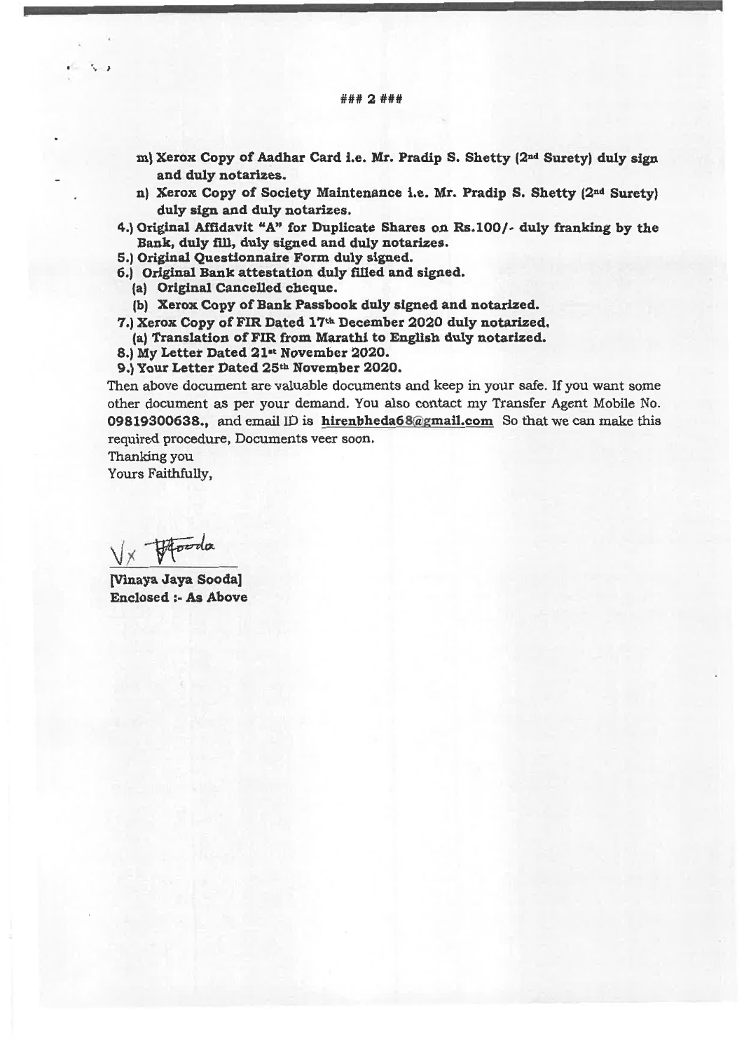**m) Xerox Copy of Aadhar Card i.e. Mr. Pradip S. Shetty (2nd Surety) duly sign and duly notarizes.**

**n) Xerox Copy of Society Maintenance i.e. Mr. Pradip S. Shetty (2nd Surety) duly sign and duly notarizes.**

**4.) Original Affidavit "A" for Duplicate Shares on Rs.100/- duly franking by the Bank, duly fill, duly signed and duly notarizes.**

**5.) Original Questionnaire Form duly signed.**

**6.) Original Bank attestation duly filled and signed.**

**(a) Original Cancelled cheque.**

**(b) Xerox Copy of Bank Passbook duly signed and notarized.**

**7.) Xerox Copy of FIR Dated 17th December 2020 duly notarized.**

**(a) Translation of FIR from Marathi to English duly notarized.**

**8.) My Letter Dated 21st November 2020.**

**9.) Your Letter Dated 25th November 2020.**

Then above document are valuable documents and keep in your safe. If you want some other document as per your demand. You also contact my Transfer Agent Mobile No. **09819300638.,** and email ID is **hirenbheda68@gmail.com** So that we can make this required procedure, Documents veer soon.

Thanking you

Yours Faithfully,

**[Vinaya Jaya Sooda]**

**Enclosed :- As Above**